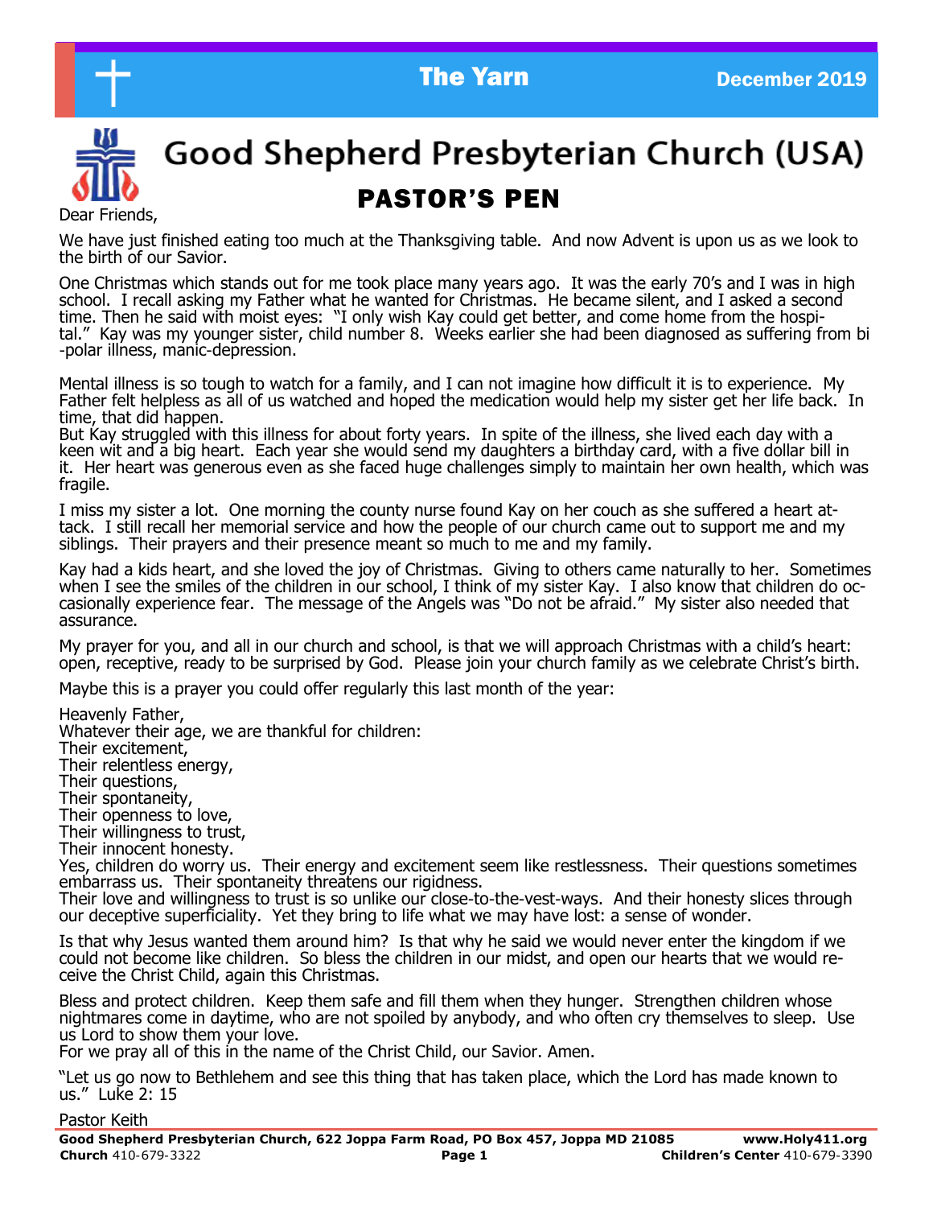# Good Shepherd Presbyterian Church (USA)

## PASTOR'S PEN

Dear Friends,

We have just finished eating too much at the Thanksgiving table. And now Advent is upon us as we look to the birth of our Savior.

One Christmas which stands out for me took place many years ago. It was the early 70's and I was in high school. I recall asking my Father what he wanted for Christmas. He became silent, and I asked a second time. Then he said with moist eyes: "I only wish Kay could get better, and come home from the hospital." Kay was my younger sister, child number 8. Weeks earlier she had been diagnosed as suffering from bi-polar illness, manic-depression.

Mental illness is so tough to watch for a family, and I can not imagine how difficult it is to experience. My Father felt helpless as all of us watched and hoped the medication would help my sister get her life back. In time, that did happen.

But Kay struggled with this illness for about forty years. In spite of the illness, she lived each day with a keen wit and a big heart. Each year she would send my daughters a birthday card, with a five dollar bill in it. Her heart was generous even as she faced huge challenges simply to maintain her own health, which was fragile.

I miss my sister a lot. One morning the county nurse found Kay on her couch as she suffered a heart attack. I still recall her memorial service and how the people of our church came out to support me and my siblings. Their prayers and their presence meant so much to me and my family.

Kay had a kids heart, and she loved the joy of Christmas. Giving to others came naturally to her. Sometimes when I see the smiles of the children in our school, I think of my sister Kay. I also know that children do occasionally experience fear. The message of the Angels was "Do not be afraid." My sister also needed that assurance.

My prayer for you, and all in our church and school, is that we will approach Christmas with a child's heart: open, receptive, ready to be surprised by God. Please join your church family as we celebrate Christ's birth.

Maybe this is a prayer you could offer regularly this last month of the year:

Heavenly Father,  
Whatever their age, we are thankful for children:  
Their excitement,  
Their relentless energy,  
Their questions,  
Their spontaneity,  
Their openness to love,  
Their willingness to trust,  
Their innocent honesty.  
Yes, children do worry us. Their energy and excitement seem like restlessness. Their questions sometimes embarrass us. Their spontaneity threatens our rigidness.  
Their love and willingness to trust is so unlike our close-to-the-vest-ways. And their honesty slices through our deceptive superficiality. Yet they bring to life what we may have lost: a sense of wonder.

Is that why Jesus wanted them around him? Is that why he said we would never enter the kingdom if we could not become like children. So bless the children in our midst, and open our hearts that we would receive the Christ Child, again this Christmas.

Bless and protect children. Keep them safe and fill them when they hunger. Strengthen children whose nightmares come in daytime, who are not spoiled by anybody, and who often cry themselves to sleep. Use us Lord to show them your love.  
For we pray all of this in the name of the Christ Child, our Savior. Amen.

"Let us go now to Bethlehem and see this thing that has taken place, which the Lord has made known to us." Luke 2: 15

Pastor Keith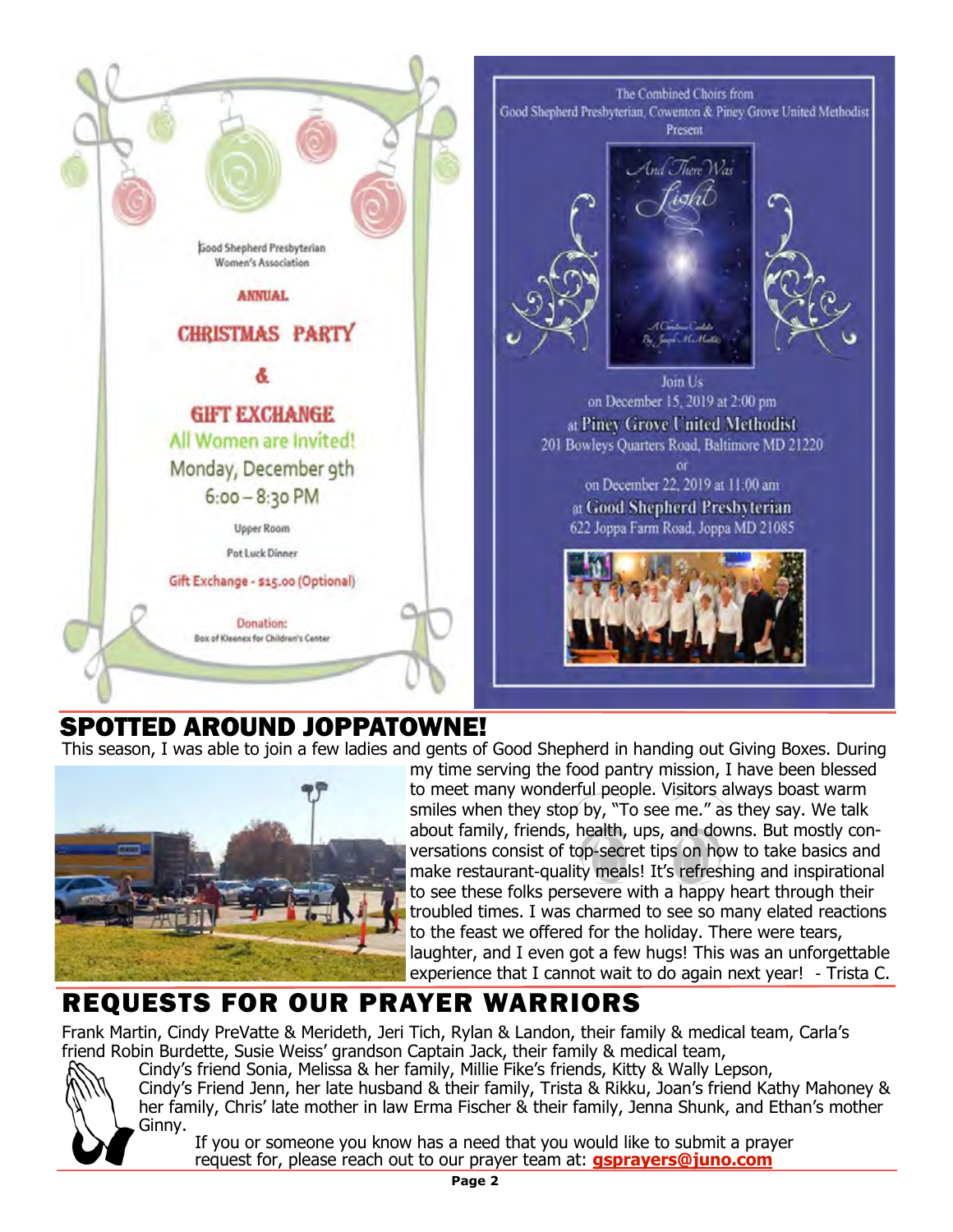Good Shepherd Presbyterian
Women's Association

**ANNUAL**

## CHRISTMAS PARTY

## &

## GIFT EXCHANGE

All Women are Invited!

Monday, December 9th

6:00 – 8:30 PM

Upper Room

Pot Luck Dinner

Gift Exchange - $15.00 (Optional)

Donation:
Box of Kleenex for Children's Center

The Combined Choirs from
Good Shepherd Presbyterian, Cowenton & Piney Grove United Methodist
Present

*And There Was Light*

*A Christmas Cantata*
*By Joseph M. Martin*

Join Us
on December 15, 2019 at 2:00 pm
at **Piney Grove United Methodist**
201 Bowleys Quarters Road, Baltimore MD 21220
or
on December 22, 2019 at 11:00 am
at **Good Shepherd Presbyterian**
622 Joppa Farm Road, Joppa MD 21085

## SPOTTED AROUND JOPPATOWNE!

This season, I was able to join a few ladies and gents of Good Shepherd in handing out Giving Boxes. During my time serving the food pantry mission, I have been blessed to meet many wonderful people. Visitors always boast warm smiles when they stop by, "To see me." as they say. We talk about family, friends, health, ups, and downs. But mostly conversations consist of top-secret tips on how to take basics and make restaurant-quality meals! It's refreshing and inspirational to see these folks persevere with a happy heart through their troubled times. I was charmed to see so many elated reactions to the feast we offered for the holiday. There were tears, laughter, and I even got a few hugs! This was an unforgettable experience that I cannot wait to do again next year! - Trista C.

## REQUESTS FOR OUR PRAYER WARRIORS

Frank Martin, Cindy PreVatte & Merideth, Jeri Tich, Rylan & Landon, their family & medical team, Carla's friend Robin Burdette, Susie Weiss' grandson Captain Jack, their family & medical team, Cindy's friend Sonia, Melissa & her family, Millie Fike's friends, Kitty & Wally Lepson, Cindy's Friend Jenn, her late husband & their family, Trista & Rikku, Joan's friend Kathy Mahoney & her family, Chris' late mother in law Erma Fischer & their family, Jenna Shunk, and Ethan's mother Ginny.

If you or someone you know has a need that you would like to submit a prayer request for, please reach out to our prayer team at: **gsprayers@juno.com**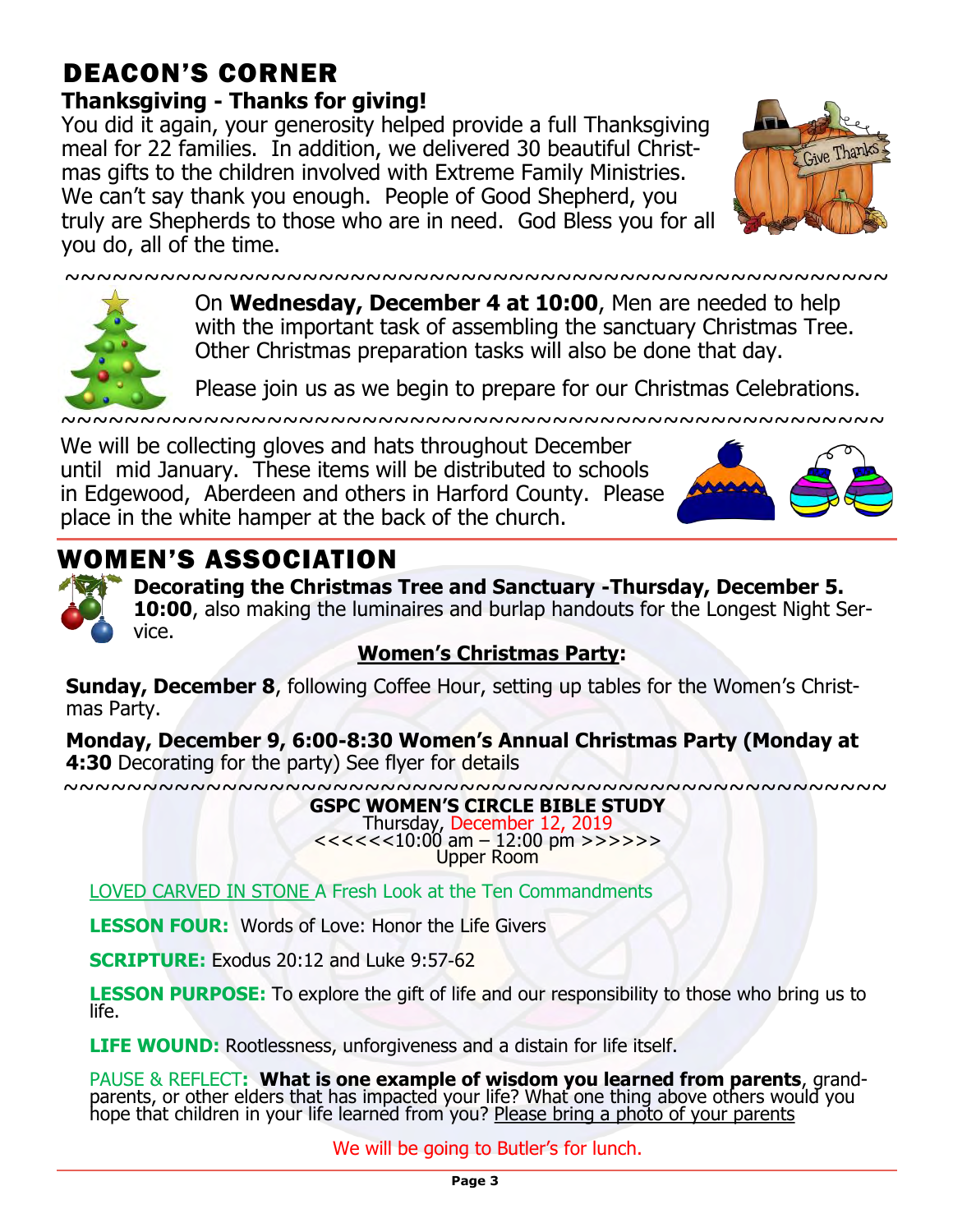# DEACON'S CORNER

## Thanksgiving - Thanks for giving!

You did it again, your generosity helped provide a full Thanksgiving meal for 22 families. In addition, we delivered 30 beautiful Christmas gifts to the children involved with Extreme Family Ministries. We can't say thank you enough. People of Good Shepherd, you truly are Shepherds to those who are in need. God Bless you for all you do, all of the time.

~~~~~~~~~~~~~~~~~~~~~~~~~~~~~~~~~~~~~~~~~~~~~~~~~~~~~~

On **Wednesday, December 4 at 10:00**, Men are needed to help with the important task of assembling the sanctuary Christmas Tree. Other Christmas preparation tasks will also be done that day.

Please join us as we begin to prepare for our Christmas Celebrations.

~~~~~~~~~~~~~~~~~~~~~~~~~~~~~~~~~~~~~~~~~~~~~~~~~~~~~~

We will be collecting gloves and hats throughout December until mid January. These items will be distributed to schools in Edgewood, Aberdeen and others in Harford County. Please place in the white hamper at the back of the church.

# WOMEN'S ASSOCIATION

**Decorating the Christmas Tree and Sanctuary -Thursday, December 5. 10:00**, also making the luminaires and burlap handouts for the Longest Night Service.

**<u>Women's Christmas Party</u>:**

**Sunday, December 8**, following Coffee Hour, setting up tables for the Women's Christmas Party.

**Monday, December 9, 6:00-8:30 Women's Annual Christmas Party (Monday at 4:30** Decorating for the party) See flyer for details

~~~~~~~~~~~~~~~~~~~~~~~~~~~~~~~~~~~~~~~~~~~~~~~~~~~~~~

**GSPC WOMEN'S CIRCLE BIBLE STUDY**
Thursday, December 12, 2019
<<<<<<10:00 am – 12:00 pm >>>>>>
Upper Room

<u>LOVED CARVED IN STONE</u> A Fresh Look at the Ten Commandments

**LESSON FOUR:** Words of Love: Honor the Life Givers

**SCRIPTURE:** Exodus 20:12 and Luke 9:57-62

**LESSON PURPOSE:** To explore the gift of life and our responsibility to those who bring us to life.

**LIFE WOUND:** Rootlessness, unforgiveness and a distain for life itself.

PAUSE & REFLECT**: What is one example of wisdom you learned from parents**, grandparents, or other elders that has impacted your life? What one thing above others would you hope that children in your life learned from you? <u>Please bring a photo of your parents</u>

We will be going to Butler's for lunch.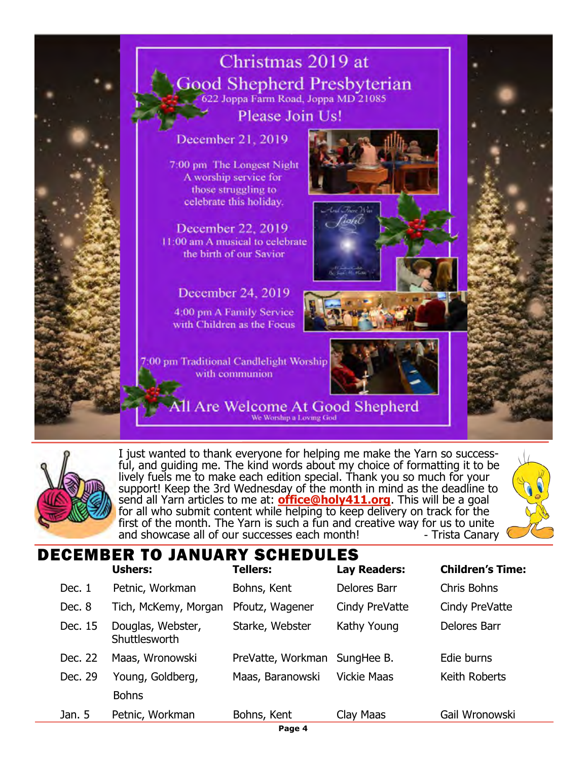# Christmas 2019 at Good Shepherd Presbyterian

622 Joppa Farm Road, Joppa MD 21085

## Please Join Us!

**December 21, 2019**

7:00 pm The Longest Night
A worship service for those struggling to celebrate this holiday.

**December 22, 2019**

11:00 am A musical to celebrate the birth of our Savior

**December 24, 2019**

4:00 pm A Family Service with Children as the Focus

7:00 pm Traditional Candlelight Worship with communion

## All Are Welcome At Good Shepherd

We Worship a Loving God

---

I just wanted to thank everyone for helping me make the Yarn so successful, and guiding me. The kind words about my choice of formatting it to be lively fuels me to make each edition special. Thank you so much for your support! Keep the 3rd Wednesday of the month in mind as the deadline to send all Yarn articles to me at: **office@holy411.org**. This will be a goal for all who submit content while helping to keep delivery on track for the first of the month. The Yarn is such a fun and creative way for us to unite and showcase all of our successes each month! - Trista Canary

# DECEMBER TO JANUARY SCHEDULES

| | Ushers: | Tellers: | Lay Readers: | Children's Time: |
|---|---|---|---|---|
| Dec. 1 | Petnic, Workman | Bohns, Kent | Delores Barr | Chris Bohns |
| Dec. 8 | Tich, McKemy, Morgan | Pfoutz, Wagener | Cindy PreVatte | Cindy PreVatte |
| Dec. 15 | Douglas, Webster, Shuttlesworth | Starke, Webster | Kathy Young | Delores Barr |
| Dec. 22 | Maas, Wronowski | PreVatte, Workman | SungHee B. | Edie burns |
| Dec. 29 | Young, Goldberg, Bohns | Maas, Baranowski | Vickie Maas | Keith Roberts |
| Jan. 5 | Petnic, Workman | Bohns, Kent | Clay Maas | Gail Wronowski |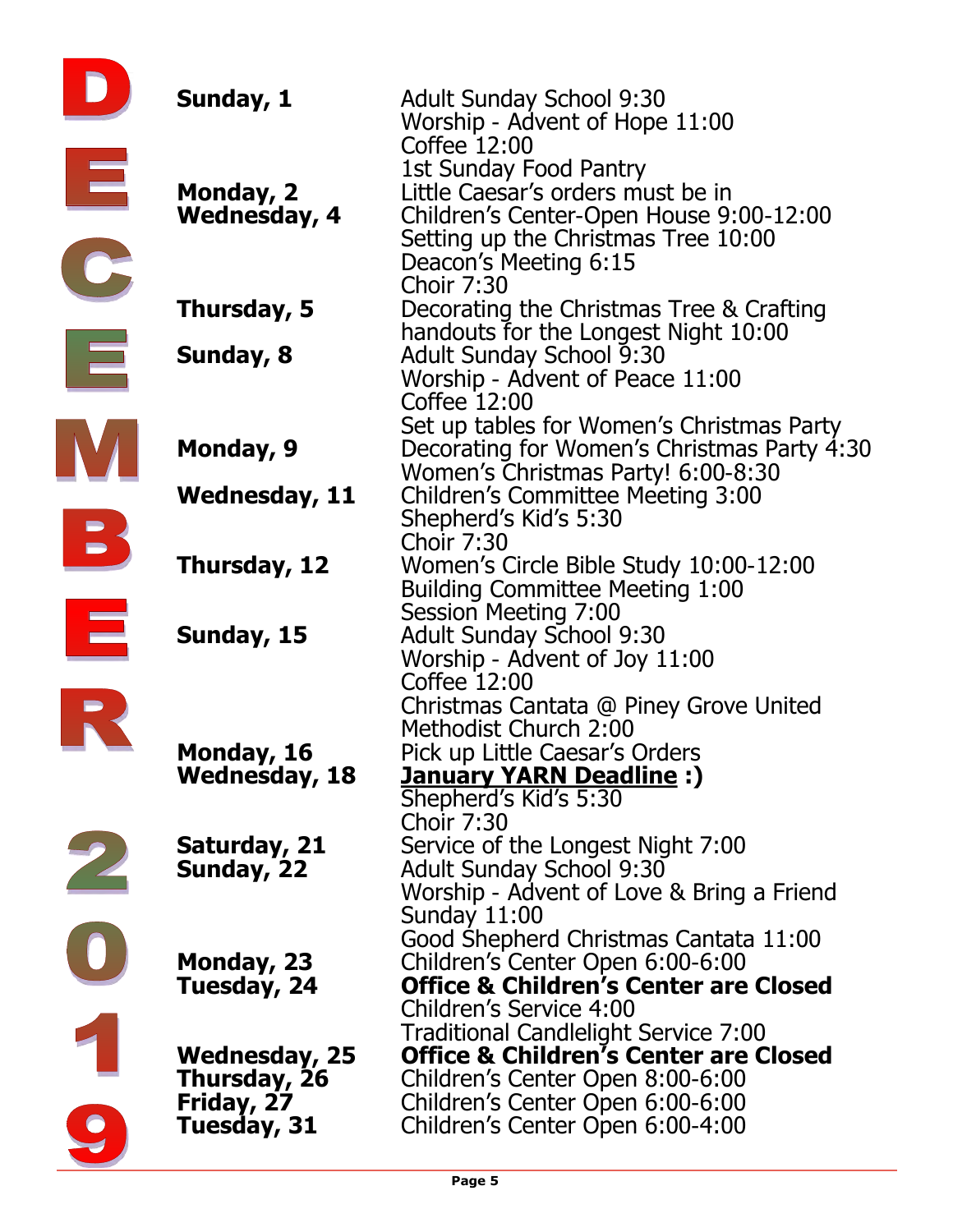# DECEMBER 2019

| | |
|---|---|
| **Sunday, 1** | Adult Sunday School 9:30<br>Worship - Advent of Hope 11:00<br>Coffee 12:00<br>1st Sunday Food Pantry |
| **Monday, 2** | Little Caesar's orders must be in |
| **Wednesday, 4** | Children's Center-Open House 9:00-12:00<br>Setting up the Christmas Tree 10:00<br>Deacon's Meeting 6:15<br>Choir 7:30 |
| **Thursday, 5** | Decorating the Christmas Tree & Crafting handouts for the Longest Night 10:00 |
| **Sunday, 8** | Adult Sunday School 9:30<br>Worship - Advent of Peace 11:00<br>Coffee 12:00<br>Set up tables for Women's Christmas Party |
| **Monday, 9** | Decorating for Women's Christmas Party 4:30<br>Women's Christmas Party! 6:00-8:30 |
| **Wednesday, 11** | Children's Committee Meeting 3:00<br>Shepherd's Kid's 5:30<br>Choir 7:30 |
| **Thursday, 12** | Women's Circle Bible Study 10:00-12:00<br>Building Committee Meeting 1:00<br>Session Meeting 7:00 |
| **Sunday, 15** | Adult Sunday School 9:30<br>Worship - Advent of Joy 11:00<br>Coffee 12:00<br>Christmas Cantata @ Piney Grove United Methodist Church 2:00 |
| **Monday, 16** | Pick up Little Caesar's Orders |
| **Wednesday, 18** | **January YARN Deadline :)**<br>Shepherd's Kid's 5:30<br>Choir 7:30 |
| **Saturday, 21** | Service of the Longest Night 7:00 |
| **Sunday, 22** | Adult Sunday School 9:30<br>Worship - Advent of Love & Bring a Friend Sunday 11:00<br>Good Shepherd Christmas Cantata 11:00 |
| **Monday, 23** | Children's Center Open 6:00-6:00 |
| **Tuesday, 24** | **Office & Children's Center are Closed**<br>Children's Service 4:00<br>Traditional Candlelight Service 7:00 |
| **Wednesday, 25** | **Office & Children's Center are Closed** |
| **Thursday, 26** | Children's Center Open 8:00-6:00 |
| **Friday, 27** | Children's Center Open 6:00-6:00 |
| **Tuesday, 31** | Children's Center Open 6:00-4:00 |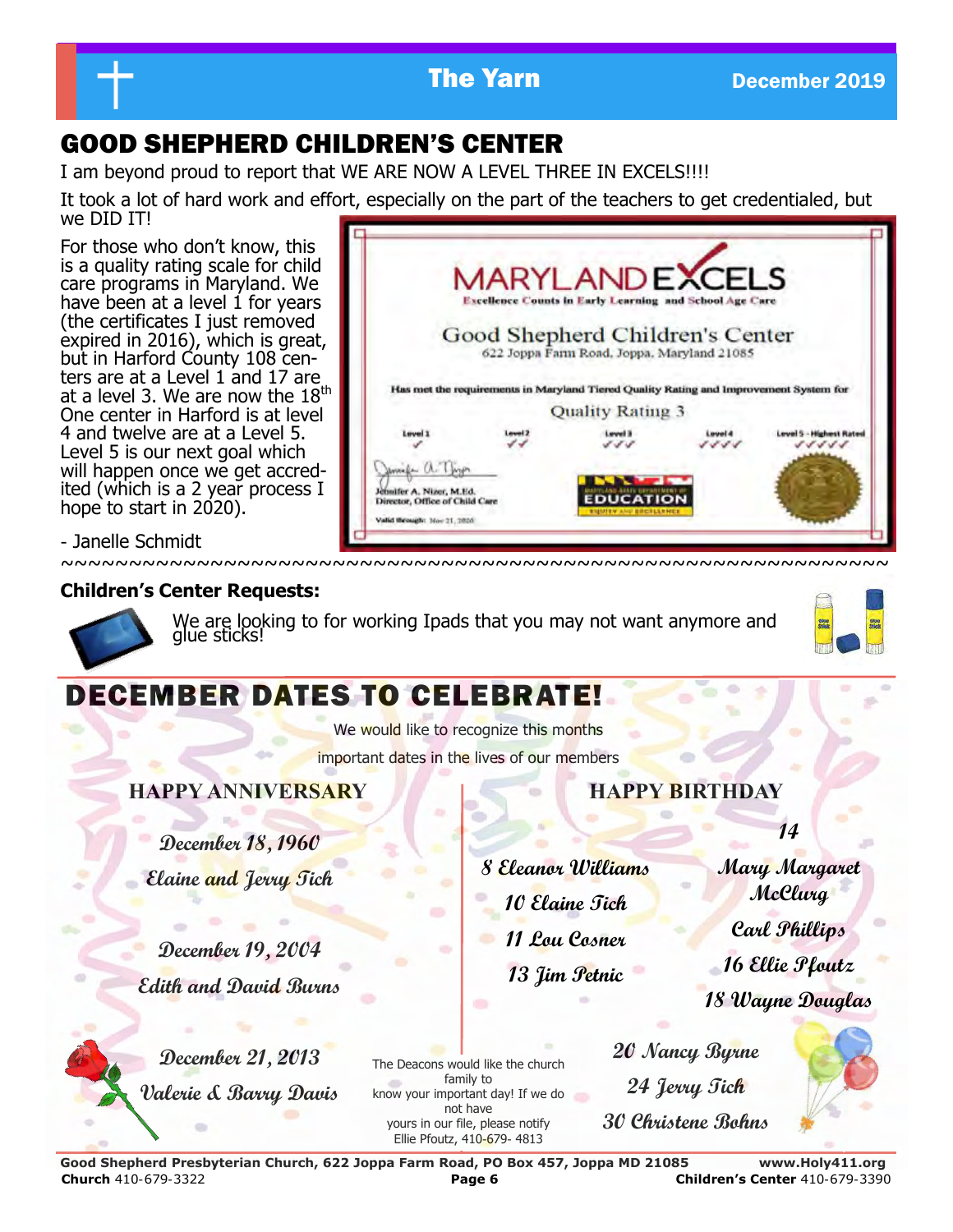## GOOD SHEPHERD CHILDREN'S CENTER

I am beyond proud to report that WE ARE NOW A LEVEL THREE IN EXCELS!!!!

It took a lot of hard work and effort, especially on the part of the teachers to get credentialed, but we DID IT!

For those who don't know, this is a quality rating scale for child care programs in Maryland. We have been at a level 1 for years (the certificates I just removed expired in 2016), which is great, but in Harford County 108 centers are at a Level 1 and 17 are at a level 3. We are now the 18th One center in Harford is at level 4 and twelve are at a Level 5. Level 5 is our next goal which will happen once we get accredited (which is a 2 year process I hope to start in 2020).

- Janelle Schmidt

MARYLAND EXCELS
Excellence Counts in Early Learning and School Age Care

Good Shepherd Children's Center
622 Joppa Farm Road, Joppa, Maryland 21085

Has met the requirements in Maryland Tiered Quality Rating and Improvement System for

Quality Rating 3

Level 1 ✓ Level 2 ✓✓ Level 3 ✓✓✓ Level 4 ✓✓✓✓ Level 5 - Highest Rated ✓✓✓✓✓

Jennifer A. Nizer, M.Ed.
Director, Office of Child Care

Valid through: Nov 21, 2020

~~~~~~~~~~~~~~~~~~~~~~~~~~~~~~~~~~~~~~~~~~~~~~~~~~~~~~~~~~~~

### Children's Center Requests:

We are looking to for working Ipads that you may not want anymore and glue sticks!

## DECEMBER DATES TO CELEBRATE!

We would like to recognize this months important dates in the lives of our members

### HAPPY ANNIVERSARY

*December 18, 1960*
*Elaine and Jerry Tich*

*December 19, 2004*
*Edith and David Burns*

*December 21, 2013*
*Valerie & Barry Davis*

### HAPPY BIRTHDAY

*8 Eleanor Williams*
*10 Elaine Tich*
*11 Lou Cosner*
*13 Jim Petnic*
*14 Mary Margaret McClurg*
*Carl Phillips*
*16 Ellie Pfoutz*
*18 Wayne Douglas*
*20 Nancy Byrne*
*24 Jerry Tich*
*30 Christene Bohns*

The Deacons would like the church family to know your important day! If we do not have yours in our file, please notify Ellie Pfoutz, 410-679- 4813

**Good Shepherd Presbyterian Church, 622 Joppa Farm Road, PO Box 457, Joppa MD 21085** **www.Holy411.org**
**Church** 410-679-3322 **Children's Center** 410-679-3390